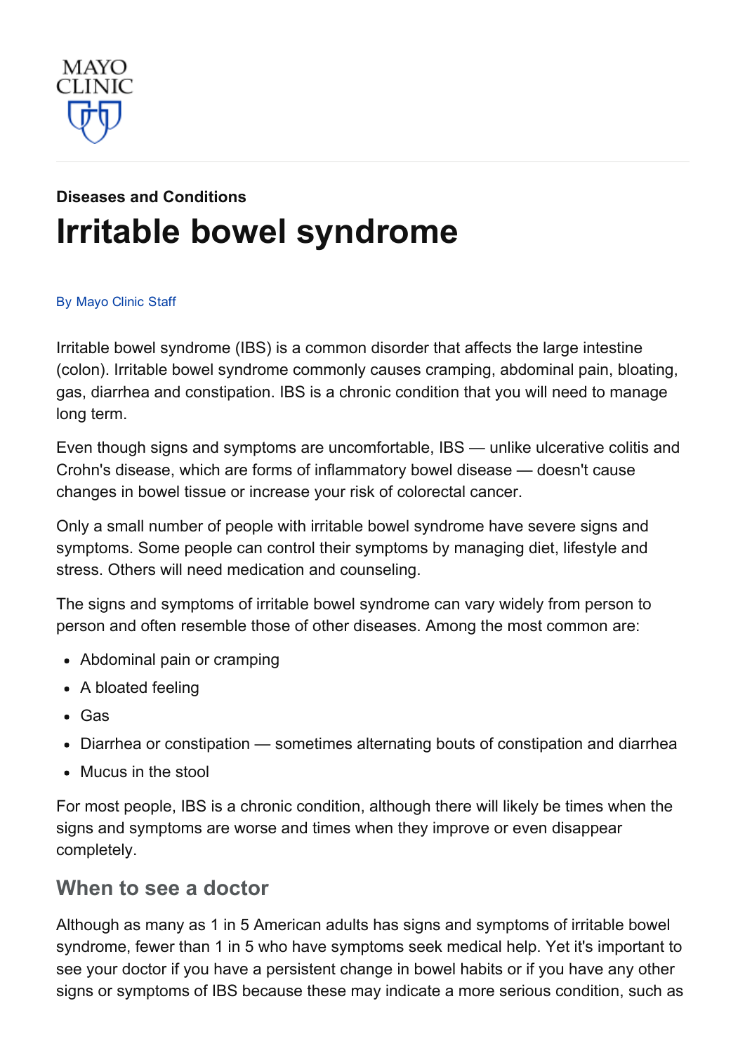MAYO CLINIC

**Diseases and Conditions**

# Irritable bowel syndrome

By Mayo Clinic Staff

Irritable bowel syndrome (IBS) is a common disorder that affects the large intestine (colon). Irritable bowel syndrome commonly causes cramping, abdominal pain, bloating, gas, diarrhea and constipation. IBS is a chronic condition that you will need to manage long term.

Even though signs and symptoms are uncomfortable, IBS — unlike ulcerative colitis and Crohn's disease, which are forms of inflammatory bowel disease — doesn't cause changes in bowel tissue or increase your risk of colorectal cancer.

Only a small number of people with irritable bowel syndrome have severe signs and symptoms. Some people can control their symptoms by managing diet, lifestyle and stress. Others will need medication and counseling.

The signs and symptoms of irritable bowel syndrome can vary widely from person to person and often resemble those of other diseases. Among the most common are:

- Abdominal pain or cramping
- A bloated feeling
- Gas
- Diarrhea or constipation — sometimes alternating bouts of constipation and diarrhea
- Mucus in the stool

For most people, IBS is a chronic condition, although there will likely be times when the signs and symptoms are worse and times when they improve or even disappear completely.

## When to see a doctor

Although as many as 1 in 5 American adults has signs and symptoms of irritable bowel syndrome, fewer than 1 in 5 who have symptoms seek medical help. Yet it's important to see your doctor if you have a persistent change in bowel habits or if you have any other signs or symptoms of IBS because these may indicate a more serious condition, such as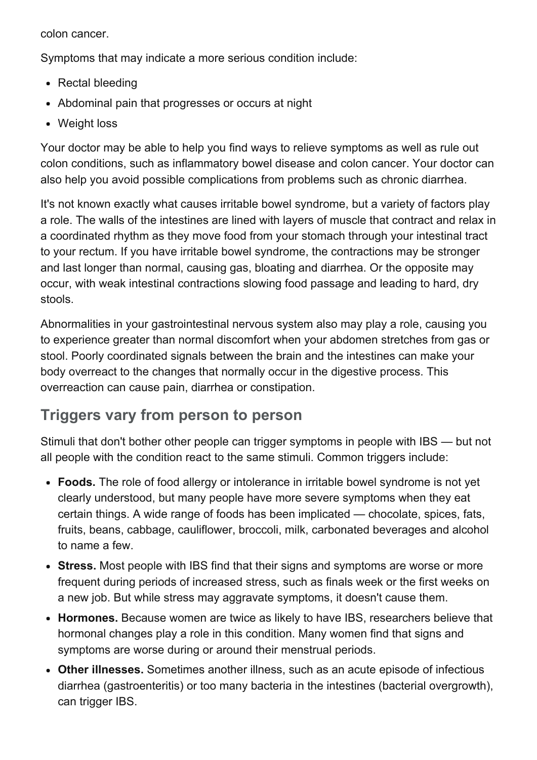colon cancer.

Symptoms that may indicate a more serious condition include:

- Rectal bleeding
- Abdominal pain that progresses or occurs at night
- Weight loss

Your doctor may be able to help you find ways to relieve symptoms as well as rule out colon conditions, such as inflammatory bowel disease and colon cancer. Your doctor can also help you avoid possible complications from problems such as chronic diarrhea.

It's not known exactly what causes irritable bowel syndrome, but a variety of factors play a role. The walls of the intestines are lined with layers of muscle that contract and relax in a coordinated rhythm as they move food from your stomach through your intestinal tract to your rectum. If you have irritable bowel syndrome, the contractions may be stronger and last longer than normal, causing gas, bloating and diarrhea. Or the opposite may occur, with weak intestinal contractions slowing food passage and leading to hard, dry stools.

Abnormalities in your gastrointestinal nervous system also may play a role, causing you to experience greater than normal discomfort when your abdomen stretches from gas or stool. Poorly coordinated signals between the brain and the intestines can make your body overreact to the changes that normally occur in the digestive process. This overreaction can cause pain, diarrhea or constipation.

## Triggers vary from person to person

Stimuli that don't bother other people can trigger symptoms in people with IBS — but not all people with the condition react to the same stimuli. Common triggers include:

- **Foods.** The role of food allergy or intolerance in irritable bowel syndrome is not yet clearly understood, but many people have more severe symptoms when they eat certain things. A wide range of foods has been implicated — chocolate, spices, fats, fruits, beans, cabbage, cauliflower, broccoli, milk, carbonated beverages and alcohol to name a few.
- **Stress.** Most people with IBS find that their signs and symptoms are worse or more frequent during periods of increased stress, such as finals week or the first weeks on a new job. But while stress may aggravate symptoms, it doesn't cause them.
- **Hormones.** Because women are twice as likely to have IBS, researchers believe that hormonal changes play a role in this condition. Many women find that signs and symptoms are worse during or around their menstrual periods.
- **Other illnesses.** Sometimes another illness, such as an acute episode of infectious diarrhea (gastroenteritis) or too many bacteria in the intestines (bacterial overgrowth), can trigger IBS.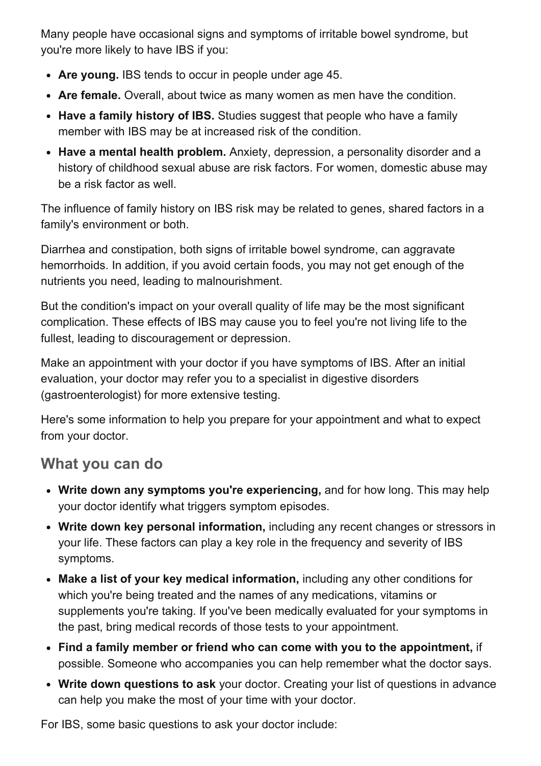Many people have occasional signs and symptoms of irritable bowel syndrome, but you're more likely to have IBS if you:

- **Are young.** IBS tends to occur in people under age 45.
- **Are female.** Overall, about twice as many women as men have the condition.
- **Have a family history of IBS.** Studies suggest that people who have a family member with IBS may be at increased risk of the condition.
- **Have a mental health problem.** Anxiety, depression, a personality disorder and a history of childhood sexual abuse are risk factors. For women, domestic abuse may be a risk factor as well.

The influence of family history on IBS risk may be related to genes, shared factors in a family's environment or both.

Diarrhea and constipation, both signs of irritable bowel syndrome, can aggravate hemorrhoids. In addition, if you avoid certain foods, you may not get enough of the nutrients you need, leading to malnourishment.

But the condition's impact on your overall quality of life may be the most significant complication. These effects of IBS may cause you to feel you're not living life to the fullest, leading to discouragement or depression.

Make an appointment with your doctor if you have symptoms of IBS. After an initial evaluation, your doctor may refer you to a specialist in digestive disorders (gastroenterologist) for more extensive testing.

Here's some information to help you prepare for your appointment and what to expect from your doctor.

## What you can do

- **Write down any symptoms you're experiencing,** and for how long. This may help your doctor identify what triggers symptom episodes.
- **Write down key personal information,** including any recent changes or stressors in your life. These factors can play a key role in the frequency and severity of IBS symptoms.
- **Make a list of your key medical information,** including any other conditions for which you're being treated and the names of any medications, vitamins or supplements you're taking. If you've been medically evaluated for your symptoms in the past, bring medical records of those tests to your appointment.
- **Find a family member or friend who can come with you to the appointment,** if possible. Someone who accompanies you can help remember what the doctor says.
- **Write down questions to ask** your doctor. Creating your list of questions in advance can help you make the most of your time with your doctor.

For IBS, some basic questions to ask your doctor include: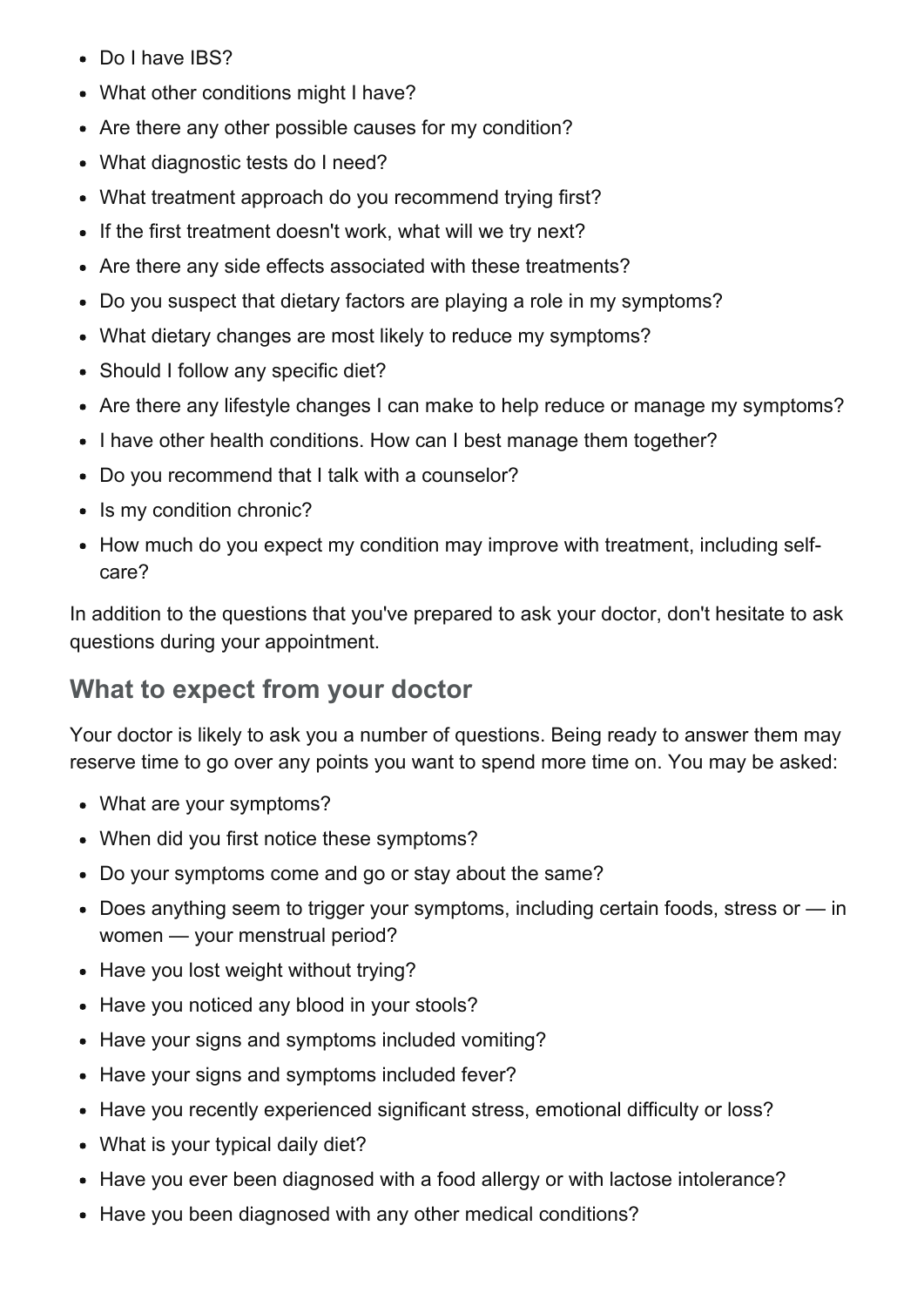- Do I have IBS?
- What other conditions might I have?
- Are there any other possible causes for my condition?
- What diagnostic tests do I need?
- What treatment approach do you recommend trying first?
- If the first treatment doesn't work, what will we try next?
- Are there any side effects associated with these treatments?
- Do you suspect that dietary factors are playing a role in my symptoms?
- What dietary changes are most likely to reduce my symptoms?
- Should I follow any specific diet?
- Are there any lifestyle changes I can make to help reduce or manage my symptoms?
- I have other health conditions. How can I best manage them together?
- Do you recommend that I talk with a counselor?
- Is my condition chronic?
- How much do you expect my condition may improve with treatment, including self-care?

In addition to the questions that you've prepared to ask your doctor, don't hesitate to ask questions during your appointment.

## What to expect from your doctor

Your doctor is likely to ask you a number of questions. Being ready to answer them may reserve time to go over any points you want to spend more time on. You may be asked:

- What are your symptoms?
- When did you first notice these symptoms?
- Do your symptoms come and go or stay about the same?
- Does anything seem to trigger your symptoms, including certain foods, stress or — in women — your menstrual period?
- Have you lost weight without trying?
- Have you noticed any blood in your stools?
- Have your signs and symptoms included vomiting?
- Have your signs and symptoms included fever?
- Have you recently experienced significant stress, emotional difficulty or loss?
- What is your typical daily diet?
- Have you ever been diagnosed with a food allergy or with lactose intolerance?
- Have you been diagnosed with any other medical conditions?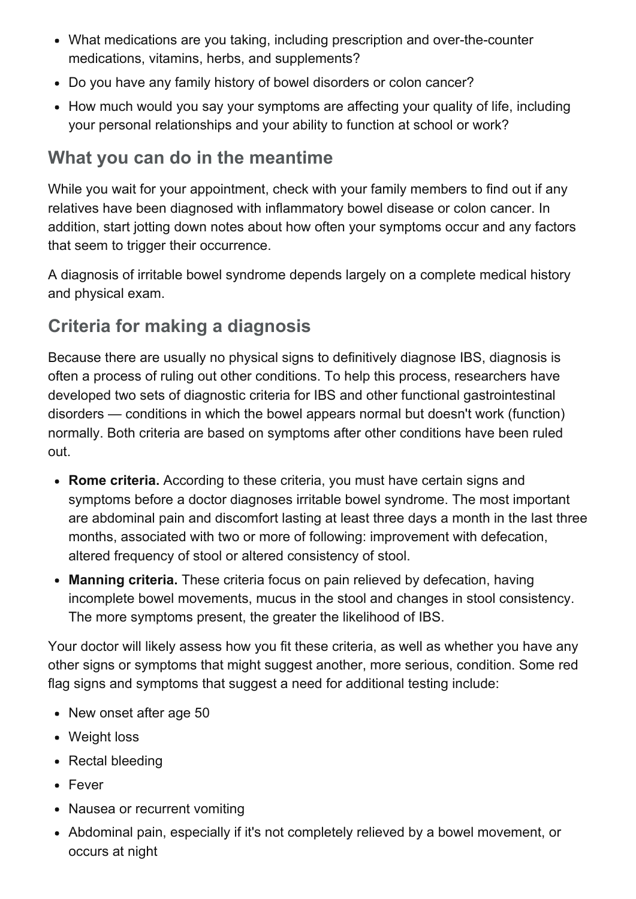- What medications are you taking, including prescription and over-the-counter medications, vitamins, herbs, and supplements?
- Do you have any family history of bowel disorders or colon cancer?
- How much would you say your symptoms are affecting your quality of life, including your personal relationships and your ability to function at school or work?

## What you can do in the meantime

While you wait for your appointment, check with your family members to find out if any relatives have been diagnosed with inflammatory bowel disease or colon cancer. In addition, start jotting down notes about how often your symptoms occur and any factors that seem to trigger their occurrence.

A diagnosis of irritable bowel syndrome depends largely on a complete medical history and physical exam.

## Criteria for making a diagnosis

Because there are usually no physical signs to definitively diagnose IBS, diagnosis is often a process of ruling out other conditions. To help this process, researchers have developed two sets of diagnostic criteria for IBS and other functional gastrointestinal disorders — conditions in which the bowel appears normal but doesn't work (function) normally. Both criteria are based on symptoms after other conditions have been ruled out.

- **Rome criteria.** According to these criteria, you must have certain signs and symptoms before a doctor diagnoses irritable bowel syndrome. The most important are abdominal pain and discomfort lasting at least three days a month in the last three months, associated with two or more of following: improvement with defecation, altered frequency of stool or altered consistency of stool.
- **Manning criteria.** These criteria focus on pain relieved by defecation, having incomplete bowel movements, mucus in the stool and changes in stool consistency. The more symptoms present, the greater the likelihood of IBS.

Your doctor will likely assess how you fit these criteria, as well as whether you have any other signs or symptoms that might suggest another, more serious, condition. Some red flag signs and symptoms that suggest a need for additional testing include:

- New onset after age 50
- Weight loss
- Rectal bleeding
- Fever
- Nausea or recurrent vomiting
- Abdominal pain, especially if it's not completely relieved by a bowel movement, or occurs at night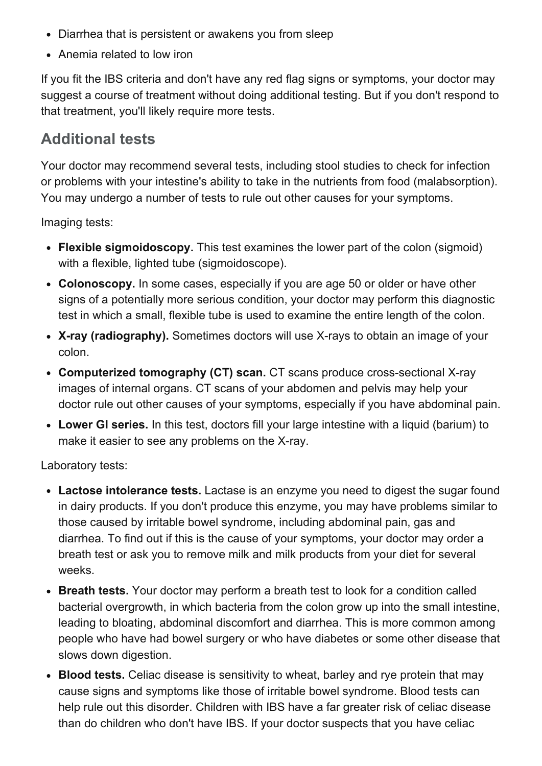- Diarrhea that is persistent or awakens you from sleep
- Anemia related to low iron

If you fit the IBS criteria and don't have any red flag signs or symptoms, your doctor may suggest a course of treatment without doing additional testing. But if you don't respond to that treatment, you'll likely require more tests.

## Additional tests

Your doctor may recommend several tests, including stool studies to check for infection or problems with your intestine's ability to take in the nutrients from food (malabsorption). You may undergo a number of tests to rule out other causes for your symptoms.

Imaging tests:

- **Flexible sigmoidoscopy.** This test examines the lower part of the colon (sigmoid) with a flexible, lighted tube (sigmoidoscope).
- **Colonoscopy.** In some cases, especially if you are age 50 or older or have other signs of a potentially more serious condition, your doctor may perform this diagnostic test in which a small, flexible tube is used to examine the entire length of the colon.
- **X-ray (radiography).** Sometimes doctors will use X-rays to obtain an image of your colon.
- **Computerized tomography (CT) scan.** CT scans produce cross-sectional X-ray images of internal organs. CT scans of your abdomen and pelvis may help your doctor rule out other causes of your symptoms, especially if you have abdominal pain.
- **Lower GI series.** In this test, doctors fill your large intestine with a liquid (barium) to make it easier to see any problems on the X-ray.

Laboratory tests:

- **Lactose intolerance tests.** Lactase is an enzyme you need to digest the sugar found in dairy products. If you don't produce this enzyme, you may have problems similar to those caused by irritable bowel syndrome, including abdominal pain, gas and diarrhea. To find out if this is the cause of your symptoms, your doctor may order a breath test or ask you to remove milk and milk products from your diet for several weeks.
- **Breath tests.** Your doctor may perform a breath test to look for a condition called bacterial overgrowth, in which bacteria from the colon grow up into the small intestine, leading to bloating, abdominal discomfort and diarrhea. This is more common among people who have had bowel surgery or who have diabetes or some other disease that slows down digestion.
- **Blood tests.** Celiac disease is sensitivity to wheat, barley and rye protein that may cause signs and symptoms like those of irritable bowel syndrome. Blood tests can help rule out this disorder. Children with IBS have a far greater risk of celiac disease than do children who don't have IBS. If your doctor suspects that you have celiac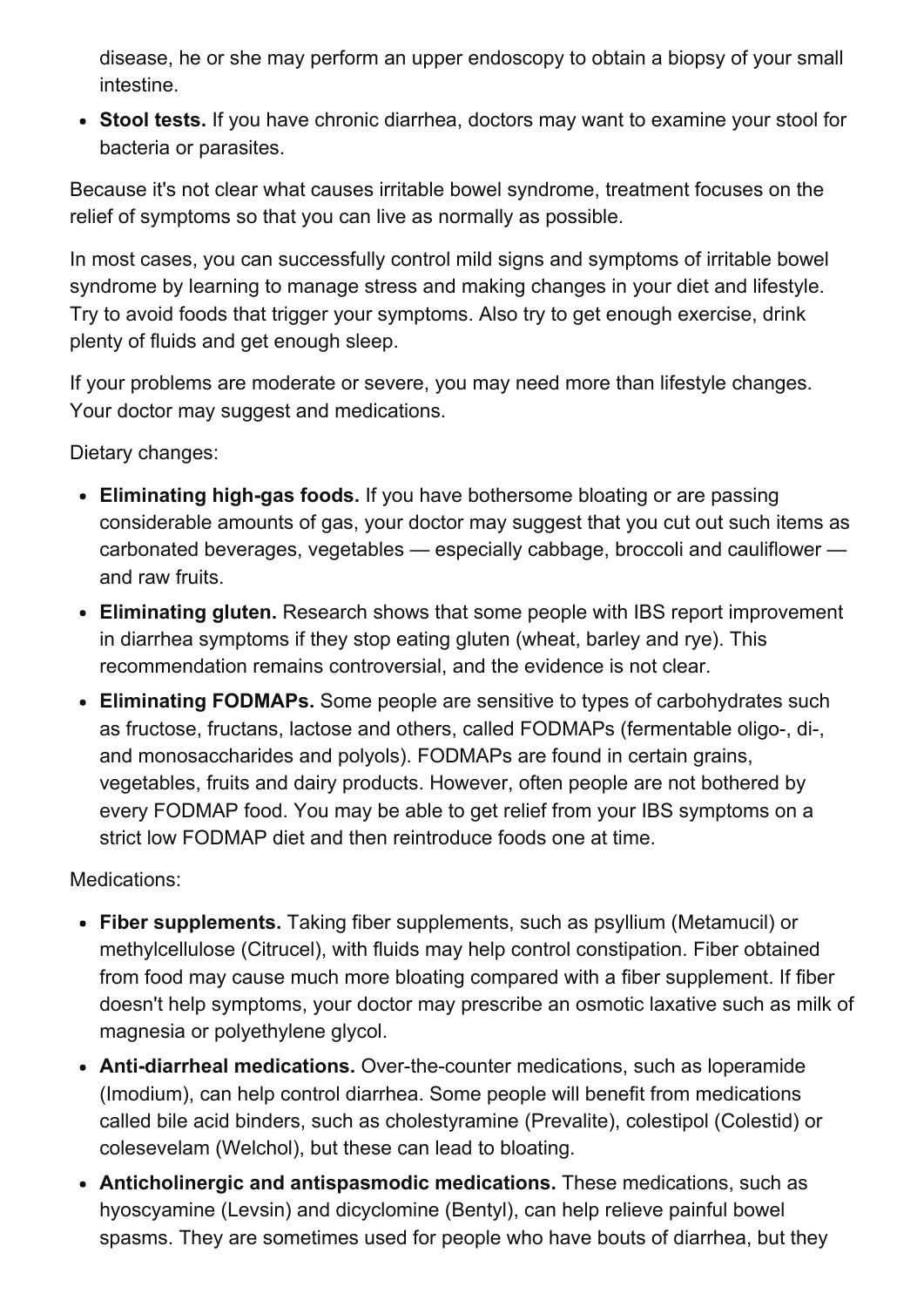disease, he or she may perform an upper endoscopy to obtain a biopsy of your small intestine.

- **Stool tests.** If you have chronic diarrhea, doctors may want to examine your stool for bacteria or parasites.

Because it's not clear what causes irritable bowel syndrome, treatment focuses on the relief of symptoms so that you can live as normally as possible.

In most cases, you can successfully control mild signs and symptoms of irritable bowel syndrome by learning to manage stress and making changes in your diet and lifestyle. Try to avoid foods that trigger your symptoms. Also try to get enough exercise, drink plenty of fluids and get enough sleep.

If your problems are moderate or severe, you may need more than lifestyle changes. Your doctor may suggest and medications.

Dietary changes:

- **Eliminating high-gas foods.** If you have bothersome bloating or are passing considerable amounts of gas, your doctor may suggest that you cut out such items as carbonated beverages, vegetables — especially cabbage, broccoli and cauliflower — and raw fruits.
- **Eliminating gluten.** Research shows that some people with IBS report improvement in diarrhea symptoms if they stop eating gluten (wheat, barley and rye). This recommendation remains controversial, and the evidence is not clear.
- **Eliminating FODMAPs.** Some people are sensitive to types of carbohydrates such as fructose, fructans, lactose and others, called FODMAPs (fermentable oligo-, di-, and monosaccharides and polyols). FODMAPs are found in certain grains, vegetables, fruits and dairy products. However, often people are not bothered by every FODMAP food. You may be able to get relief from your IBS symptoms on a strict low FODMAP diet and then reintroduce foods one at time.

Medications:

- **Fiber supplements.** Taking fiber supplements, such as psyllium (Metamucil) or methylcellulose (Citrucel), with fluids may help control constipation. Fiber obtained from food may cause much more bloating compared with a fiber supplement. If fiber doesn't help symptoms, your doctor may prescribe an osmotic laxative such as milk of magnesia or polyethylene glycol.
- **Anti-diarrheal medications.** Over-the-counter medications, such as loperamide (Imodium), can help control diarrhea. Some people will benefit from medications called bile acid binders, such as cholestyramine (Prevalite), colestipol (Colestid) or colesevelam (Welchol), but these can lead to bloating.
- **Anticholinergic and antispasmodic medications.** These medications, such as hyoscyamine (Levsin) and dicyclomine (Bentyl), can help relieve painful bowel spasms. They are sometimes used for people who have bouts of diarrhea, but they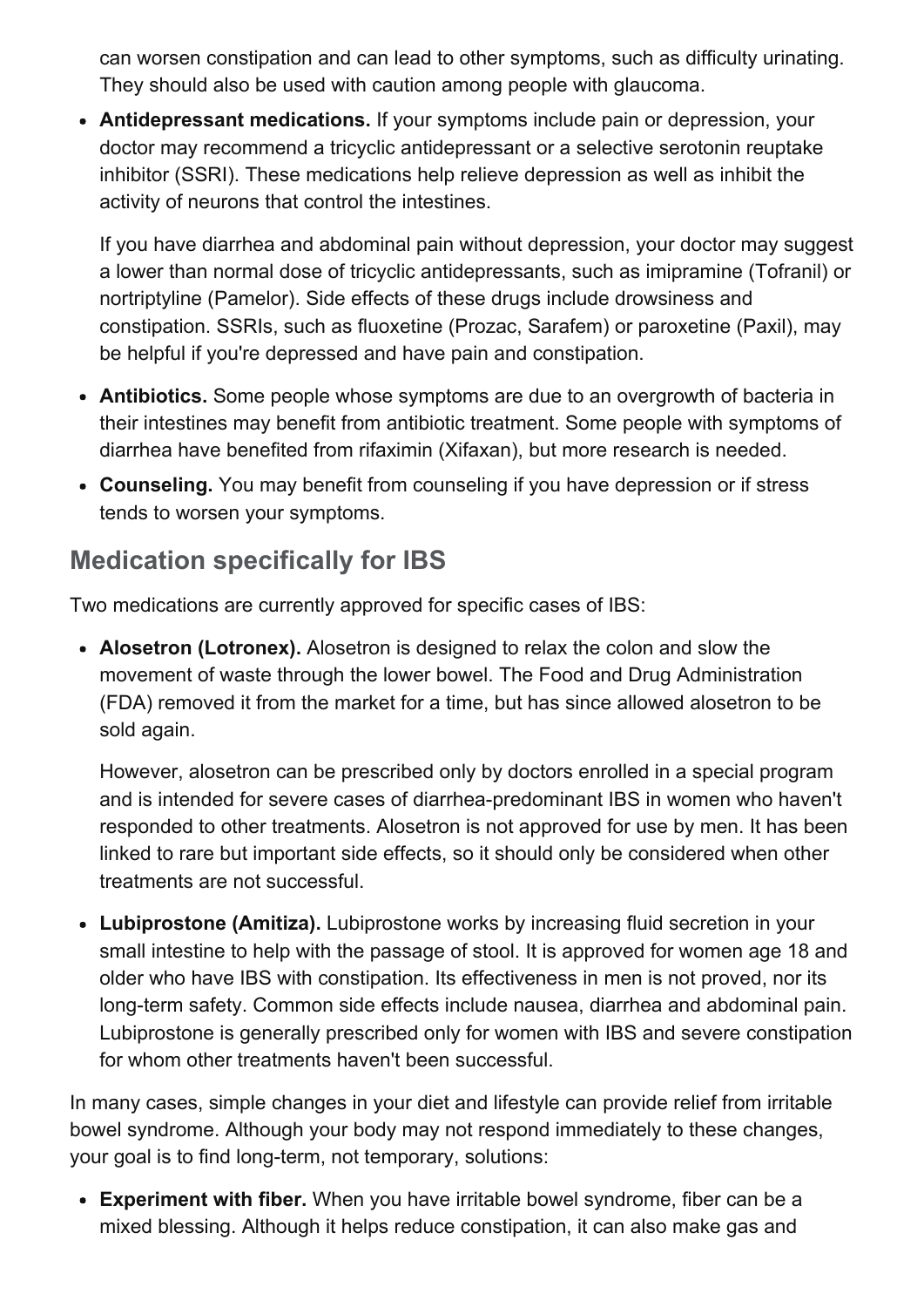can worsen constipation and can lead to other symptoms, such as difficulty urinating. They should also be used with caution among people with glaucoma.

- **Antidepressant medications.** If your symptoms include pain or depression, your doctor may recommend a tricyclic antidepressant or a selective serotonin reuptake inhibitor (SSRI). These medications help relieve depression as well as inhibit the activity of neurons that control the intestines.

  If you have diarrhea and abdominal pain without depression, your doctor may suggest a lower than normal dose of tricyclic antidepressants, such as imipramine (Tofranil) or nortriptyline (Pamelor). Side effects of these drugs include drowsiness and constipation. SSRIs, such as fluoxetine (Prozac, Sarafem) or paroxetine (Paxil), may be helpful if you're depressed and have pain and constipation.

- **Antibiotics.** Some people whose symptoms are due to an overgrowth of bacteria in their intestines may benefit from antibiotic treatment. Some people with symptoms of diarrhea have benefited from rifaximin (Xifaxan), but more research is needed.
- **Counseling.** You may benefit from counseling if you have depression or if stress tends to worsen your symptoms.

## Medication specifically for IBS

Two medications are currently approved for specific cases of IBS:

- **Alosetron (Lotronex).** Alosetron is designed to relax the colon and slow the movement of waste through the lower bowel. The Food and Drug Administration (FDA) removed it from the market for a time, but has since allowed alosetron to be sold again.

  However, alosetron can be prescribed only by doctors enrolled in a special program and is intended for severe cases of diarrhea-predominant IBS in women who haven't responded to other treatments. Alosetron is not approved for use by men. It has been linked to rare but important side effects, so it should only be considered when other treatments are not successful.

- **Lubiprostone (Amitiza).** Lubiprostone works by increasing fluid secretion in your small intestine to help with the passage of stool. It is approved for women age 18 and older who have IBS with constipation. Its effectiveness in men is not proved, nor its long-term safety. Common side effects include nausea, diarrhea and abdominal pain. Lubiprostone is generally prescribed only for women with IBS and severe constipation for whom other treatments haven't been successful.

In many cases, simple changes in your diet and lifestyle can provide relief from irritable bowel syndrome. Although your body may not respond immediately to these changes, your goal is to find long-term, not temporary, solutions:

- **Experiment with fiber.** When you have irritable bowel syndrome, fiber can be a mixed blessing. Although it helps reduce constipation, it can also make gas and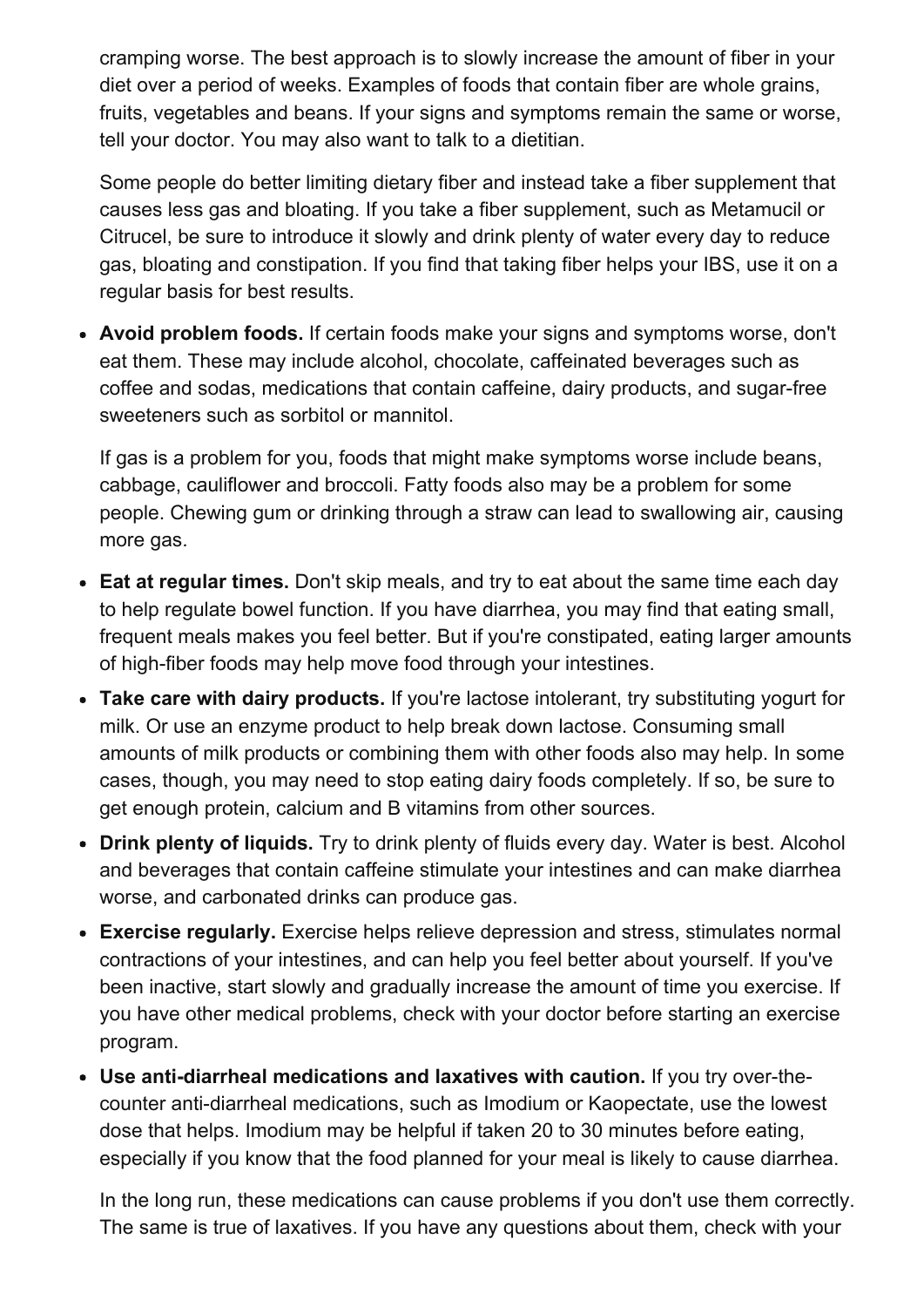cramping worse. The best approach is to slowly increase the amount of fiber in your diet over a period of weeks. Examples of foods that contain fiber are whole grains, fruits, vegetables and beans. If your signs and symptoms remain the same or worse, tell your doctor. You may also want to talk to a dietitian.

Some people do better limiting dietary fiber and instead take a fiber supplement that causes less gas and bloating. If you take a fiber supplement, such as Metamucil or Citrucel, be sure to introduce it slowly and drink plenty of water every day to reduce gas, bloating and constipation. If you find that taking fiber helps your IBS, use it on a regular basis for best results.

- **Avoid problem foods.** If certain foods make your signs and symptoms worse, don't eat them. These may include alcohol, chocolate, caffeinated beverages such as coffee and sodas, medications that contain caffeine, dairy products, and sugar-free sweeteners such as sorbitol or mannitol.

  If gas is a problem for you, foods that might make symptoms worse include beans, cabbage, cauliflower and broccoli. Fatty foods also may be a problem for some people. Chewing gum or drinking through a straw can lead to swallowing air, causing more gas.

- **Eat at regular times.** Don't skip meals, and try to eat about the same time each day to help regulate bowel function. If you have diarrhea, you may find that eating small, frequent meals makes you feel better. But if you're constipated, eating larger amounts of high-fiber foods may help move food through your intestines.
- **Take care with dairy products.** If you're lactose intolerant, try substituting yogurt for milk. Or use an enzyme product to help break down lactose. Consuming small amounts of milk products or combining them with other foods also may help. In some cases, though, you may need to stop eating dairy foods completely. If so, be sure to get enough protein, calcium and B vitamins from other sources.
- **Drink plenty of liquids.** Try to drink plenty of fluids every day. Water is best. Alcohol and beverages that contain caffeine stimulate your intestines and can make diarrhea worse, and carbonated drinks can produce gas.
- **Exercise regularly.** Exercise helps relieve depression and stress, stimulates normal contractions of your intestines, and can help you feel better about yourself. If you've been inactive, start slowly and gradually increase the amount of time you exercise. If you have other medical problems, check with your doctor before starting an exercise program.
- **Use anti-diarrheal medications and laxatives with caution.** If you try over-the-counter anti-diarrheal medications, such as Imodium or Kaopectate, use the lowest dose that helps. Imodium may be helpful if taken 20 to 30 minutes before eating, especially if you know that the food planned for your meal is likely to cause diarrhea.

  In the long run, these medications can cause problems if you don't use them correctly. The same is true of laxatives. If you have any questions about them, check with your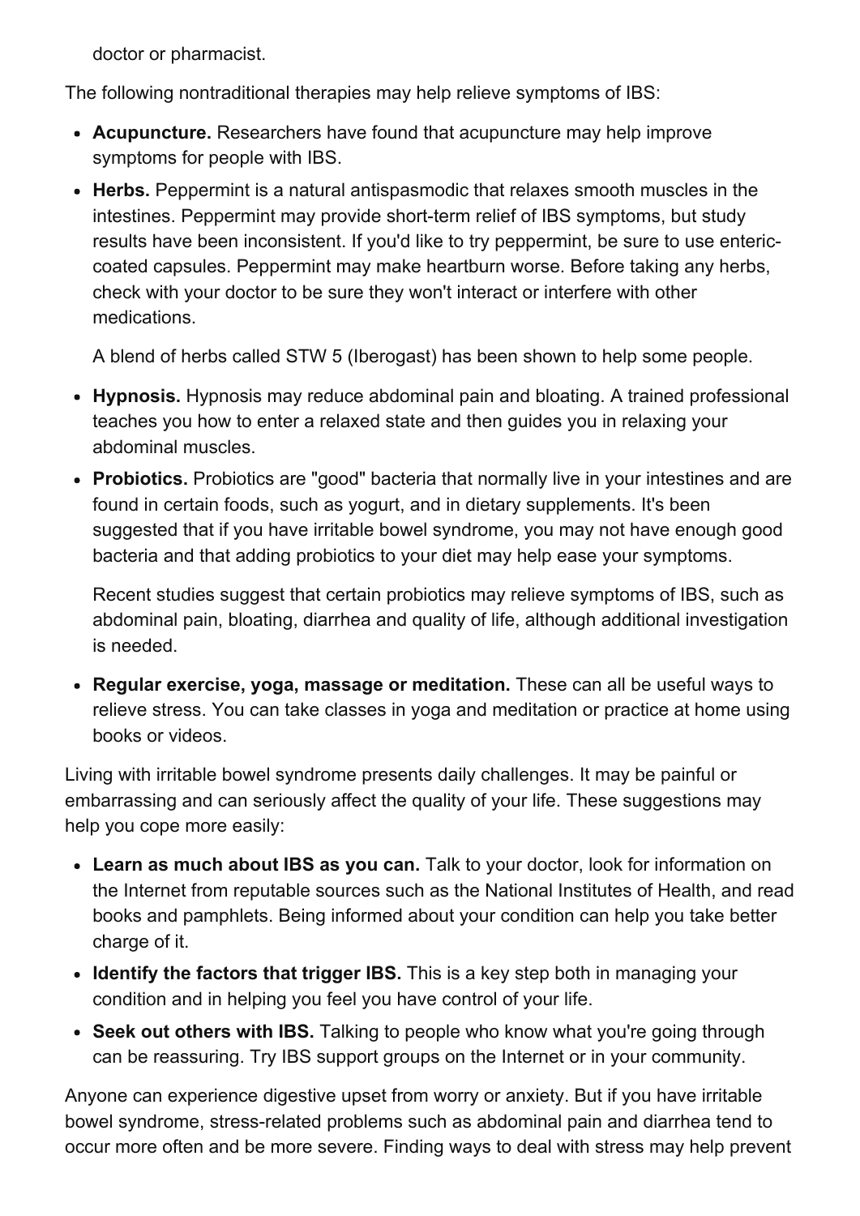doctor or pharmacist.

The following nontraditional therapies may help relieve symptoms of IBS:

- **Acupuncture.** Researchers have found that acupuncture may help improve symptoms for people with IBS.
- **Herbs.** Peppermint is a natural antispasmodic that relaxes smooth muscles in the intestines. Peppermint may provide short-term relief of IBS symptoms, but study results have been inconsistent. If you'd like to try peppermint, be sure to use enteric-coated capsules. Peppermint may make heartburn worse. Before taking any herbs, check with your doctor to be sure they won't interact or interfere with other medications.

  A blend of herbs called STW 5 (Iberogast) has been shown to help some people.
- **Hypnosis.** Hypnosis may reduce abdominal pain and bloating. A trained professional teaches you how to enter a relaxed state and then guides you in relaxing your abdominal muscles.
- **Probiotics.** Probiotics are "good" bacteria that normally live in your intestines and are found in certain foods, such as yogurt, and in dietary supplements. It's been suggested that if you have irritable bowel syndrome, you may not have enough good bacteria and that adding probiotics to your diet may help ease your symptoms.

  Recent studies suggest that certain probiotics may relieve symptoms of IBS, such as abdominal pain, bloating, diarrhea and quality of life, although additional investigation is needed.
- **Regular exercise, yoga, massage or meditation.** These can all be useful ways to relieve stress. You can take classes in yoga and meditation or practice at home using books or videos.

Living with irritable bowel syndrome presents daily challenges. It may be painful or embarrassing and can seriously affect the quality of your life. These suggestions may help you cope more easily:

- **Learn as much about IBS as you can.** Talk to your doctor, look for information on the Internet from reputable sources such as the National Institutes of Health, and read books and pamphlets. Being informed about your condition can help you take better charge of it.
- **Identify the factors that trigger IBS.** This is a key step both in managing your condition and in helping you feel you have control of your life.
- **Seek out others with IBS.** Talking to people who know what you're going through can be reassuring. Try IBS support groups on the Internet or in your community.

Anyone can experience digestive upset from worry or anxiety. But if you have irritable bowel syndrome, stress-related problems such as abdominal pain and diarrhea tend to occur more often and be more severe. Finding ways to deal with stress may help prevent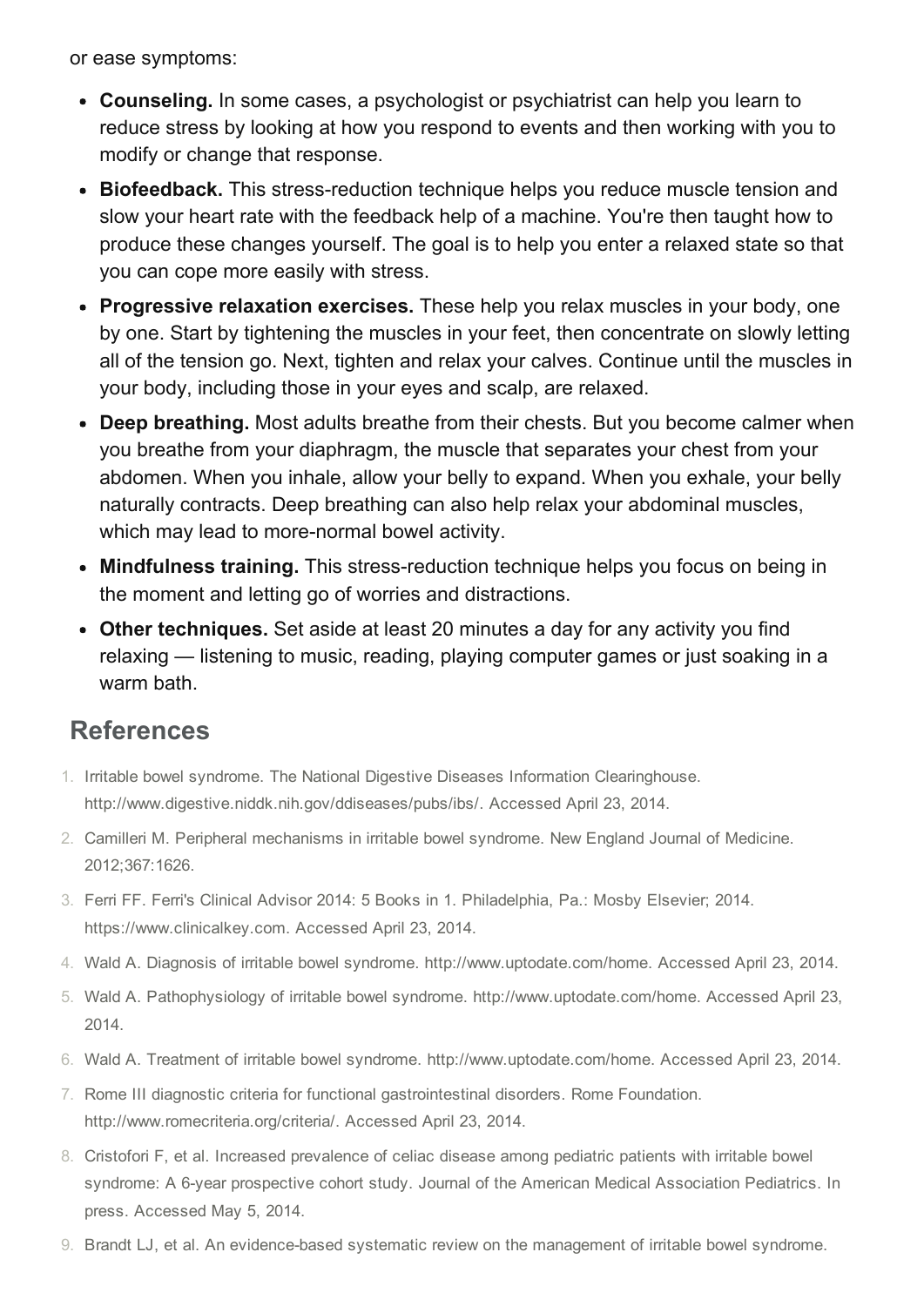or ease symptoms:

- **Counseling.** In some cases, a psychologist or psychiatrist can help you learn to reduce stress by looking at how you respond to events and then working with you to modify or change that response.
- **Biofeedback.** This stress-reduction technique helps you reduce muscle tension and slow your heart rate with the feedback help of a machine. You're then taught how to produce these changes yourself. The goal is to help you enter a relaxed state so that you can cope more easily with stress.
- **Progressive relaxation exercises.** These help you relax muscles in your body, one by one. Start by tightening the muscles in your feet, then concentrate on slowly letting all of the tension go. Next, tighten and relax your calves. Continue until the muscles in your body, including those in your eyes and scalp, are relaxed.
- **Deep breathing.** Most adults breathe from their chests. But you become calmer when you breathe from your diaphragm, the muscle that separates your chest from your abdomen. When you inhale, allow your belly to expand. When you exhale, your belly naturally contracts. Deep breathing can also help relax your abdominal muscles, which may lead to more-normal bowel activity.
- **Mindfulness training.** This stress-reduction technique helps you focus on being in the moment and letting go of worries and distractions.
- **Other techniques.** Set aside at least 20 minutes a day for any activity you find relaxing — listening to music, reading, playing computer games or just soaking in a warm bath.

## References

1. Irritable bowel syndrome. The National Digestive Diseases Information Clearinghouse. http://www.digestive.niddk.nih.gov/ddiseases/pubs/ibs/. Accessed April 23, 2014.
2. Camilleri M. Peripheral mechanisms in irritable bowel syndrome. New England Journal of Medicine. 2012;367:1626.
3. Ferri FF. Ferri's Clinical Advisor 2014: 5 Books in 1. Philadelphia, Pa.: Mosby Elsevier; 2014. https://www.clinicalkey.com. Accessed April 23, 2014.
4. Wald A. Diagnosis of irritable bowel syndrome. http://www.uptodate.com/home. Accessed April 23, 2014.
5. Wald A. Pathophysiology of irritable bowel syndrome. http://www.uptodate.com/home. Accessed April 23, 2014.
6. Wald A. Treatment of irritable bowel syndrome. http://www.uptodate.com/home. Accessed April 23, 2014.
7. Rome III diagnostic criteria for functional gastrointestinal disorders. Rome Foundation. http://www.romecriteria.org/criteria/. Accessed April 23, 2014.
8. Cristofori F, et al. Increased prevalence of celiac disease among pediatric patients with irritable bowel syndrome: A 6-year prospective cohort study. Journal of the American Medical Association Pediatrics. In press. Accessed May 5, 2014.
9. Brandt LJ, et al. An evidence-based systematic review on the management of irritable bowel syndrome.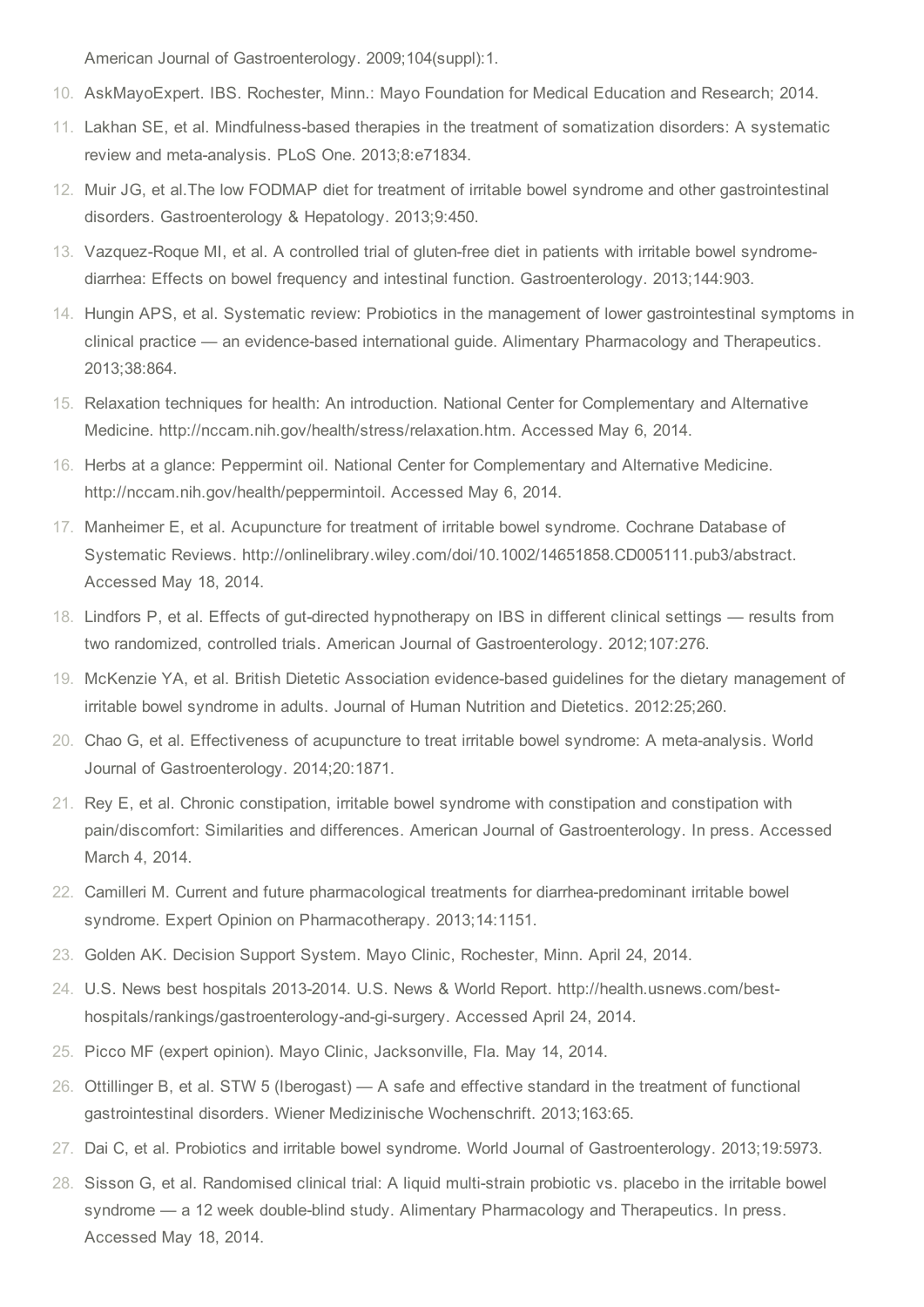American Journal of Gastroenterology. 2009;104(suppl):1.

10. AskMayoExpert. IBS. Rochester, Minn.: Mayo Foundation for Medical Education and Research; 2014.
11. Lakhan SE, et al. Mindfulness-based therapies in the treatment of somatization disorders: A systematic review and meta-analysis. PLoS One. 2013;8:e71834.
12. Muir JG, et al.The low FODMAP diet for treatment of irritable bowel syndrome and other gastrointestinal disorders. Gastroenterology & Hepatology. 2013;9:450.
13. Vazquez-Roque MI, et al. A controlled trial of gluten-free diet in patients with irritable bowel syndrome-diarrhea: Effects on bowel frequency and intestinal function. Gastroenterology. 2013;144:903.
14. Hungin APS, et al. Systematic review: Probiotics in the management of lower gastrointestinal symptoms in clinical practice — an evidence-based international guide. Alimentary Pharmacology and Therapeutics. 2013;38:864.
15. Relaxation techniques for health: An introduction. National Center for Complementary and Alternative Medicine. http://nccam.nih.gov/health/stress/relaxation.htm. Accessed May 6, 2014.
16. Herbs at a glance: Peppermint oil. National Center for Complementary and Alternative Medicine. http://nccam.nih.gov/health/peppermintoil. Accessed May 6, 2014.
17. Manheimer E, et al. Acupuncture for treatment of irritable bowel syndrome. Cochrane Database of Systematic Reviews. http://onlinelibrary.wiley.com/doi/10.1002/14651858.CD005111.pub3/abstract. Accessed May 18, 2014.
18. Lindfors P, et al. Effects of gut-directed hypnotherapy on IBS in different clinical settings — results from two randomized, controlled trials. American Journal of Gastroenterology. 2012;107:276.
19. McKenzie YA, et al. British Dietetic Association evidence-based guidelines for the dietary management of irritable bowel syndrome in adults. Journal of Human Nutrition and Dietetics. 2012:25;260.
20. Chao G, et al. Effectiveness of acupuncture to treat irritable bowel syndrome: A meta-analysis. World Journal of Gastroenterology. 2014;20:1871.
21. Rey E, et al. Chronic constipation, irritable bowel syndrome with constipation and constipation with pain/discomfort: Similarities and differences. American Journal of Gastroenterology. In press. Accessed March 4, 2014.
22. Camilleri M. Current and future pharmacological treatments for diarrhea-predominant irritable bowel syndrome. Expert Opinion on Pharmacotherapy. 2013;14:1151.
23. Golden AK. Decision Support System. Mayo Clinic, Rochester, Minn. April 24, 2014.
24. U.S. News best hospitals 2013-2014. U.S. News & World Report. http://health.usnews.com/best-hospitals/rankings/gastroenterology-and-gi-surgery. Accessed April 24, 2014.
25. Picco MF (expert opinion). Mayo Clinic, Jacksonville, Fla. May 14, 2014.
26. Ottillinger B, et al. STW 5 (Iberogast) — A safe and effective standard in the treatment of functional gastrointestinal disorders. Wiener Medizinische Wochenschrift. 2013;163:65.
27. Dai C, et al. Probiotics and irritable bowel syndrome. World Journal of Gastroenterology. 2013;19:5973.
28. Sisson G, et al. Randomised clinical trial: A liquid multi-strain probiotic vs. placebo in the irritable bowel syndrome — a 12 week double-blind study. Alimentary Pharmacology and Therapeutics. In press. Accessed May 18, 2014.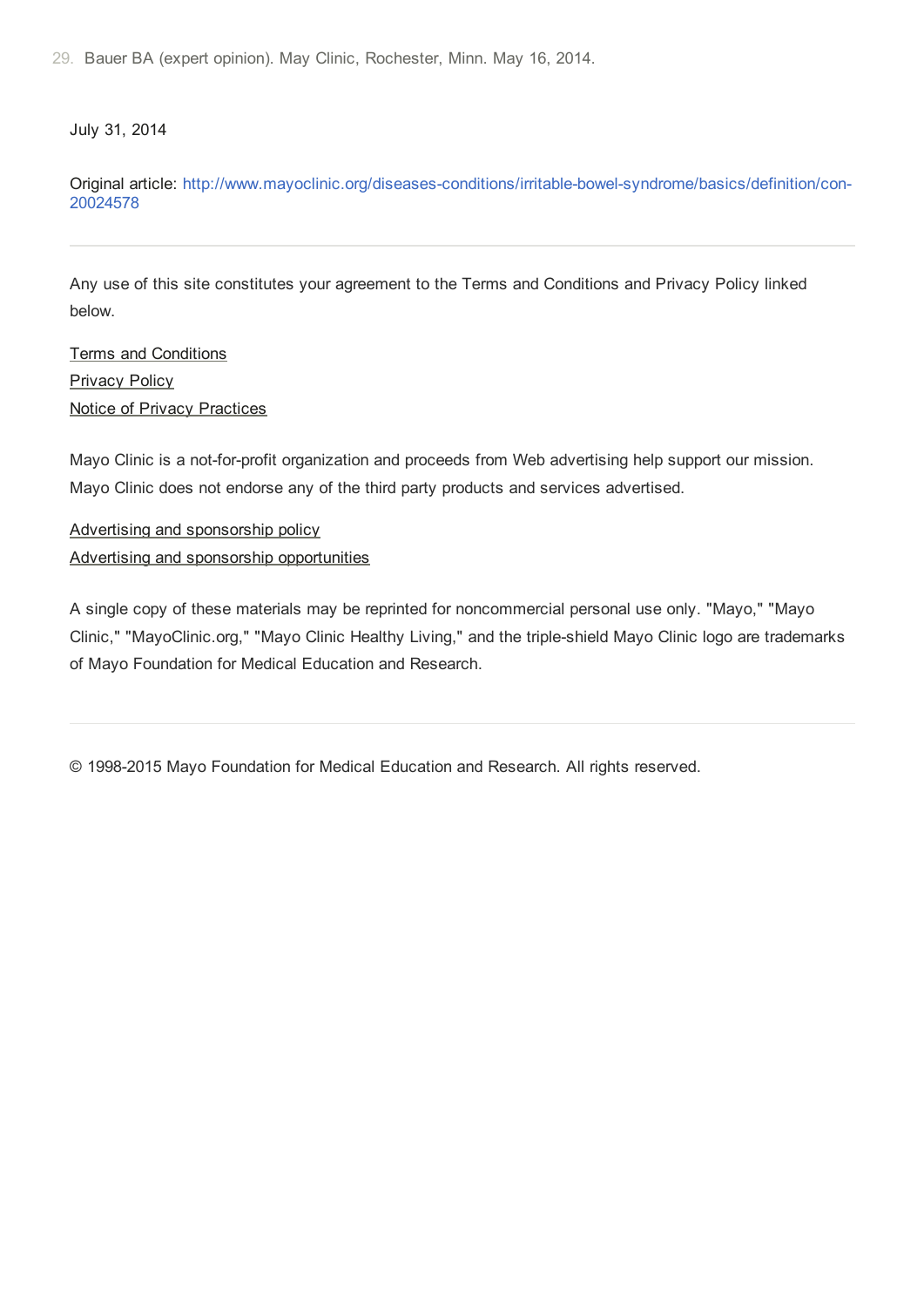29. Bauer BA (expert opinion). May Clinic, Rochester, Minn. May 16, 2014.

July 31, 2014

Original article: http://www.mayoclinic.org/diseases-conditions/irritable-bowel-syndrome/basics/definition/con-20024578

---

Any use of this site constitutes your agreement to the Terms and Conditions and Privacy Policy linked below.

Terms and Conditions
Privacy Policy
Notice of Privacy Practices

Mayo Clinic is a not-for-profit organization and proceeds from Web advertising help support our mission. Mayo Clinic does not endorse any of the third party products and services advertised.

Advertising and sponsorship policy
Advertising and sponsorship opportunities

A single copy of these materials may be reprinted for noncommercial personal use only. "Mayo," "Mayo Clinic," "MayoClinic.org," "Mayo Clinic Healthy Living," and the triple-shield Mayo Clinic logo are trademarks of Mayo Foundation for Medical Education and Research.

---

© 1998-2015 Mayo Foundation for Medical Education and Research. All rights reserved.